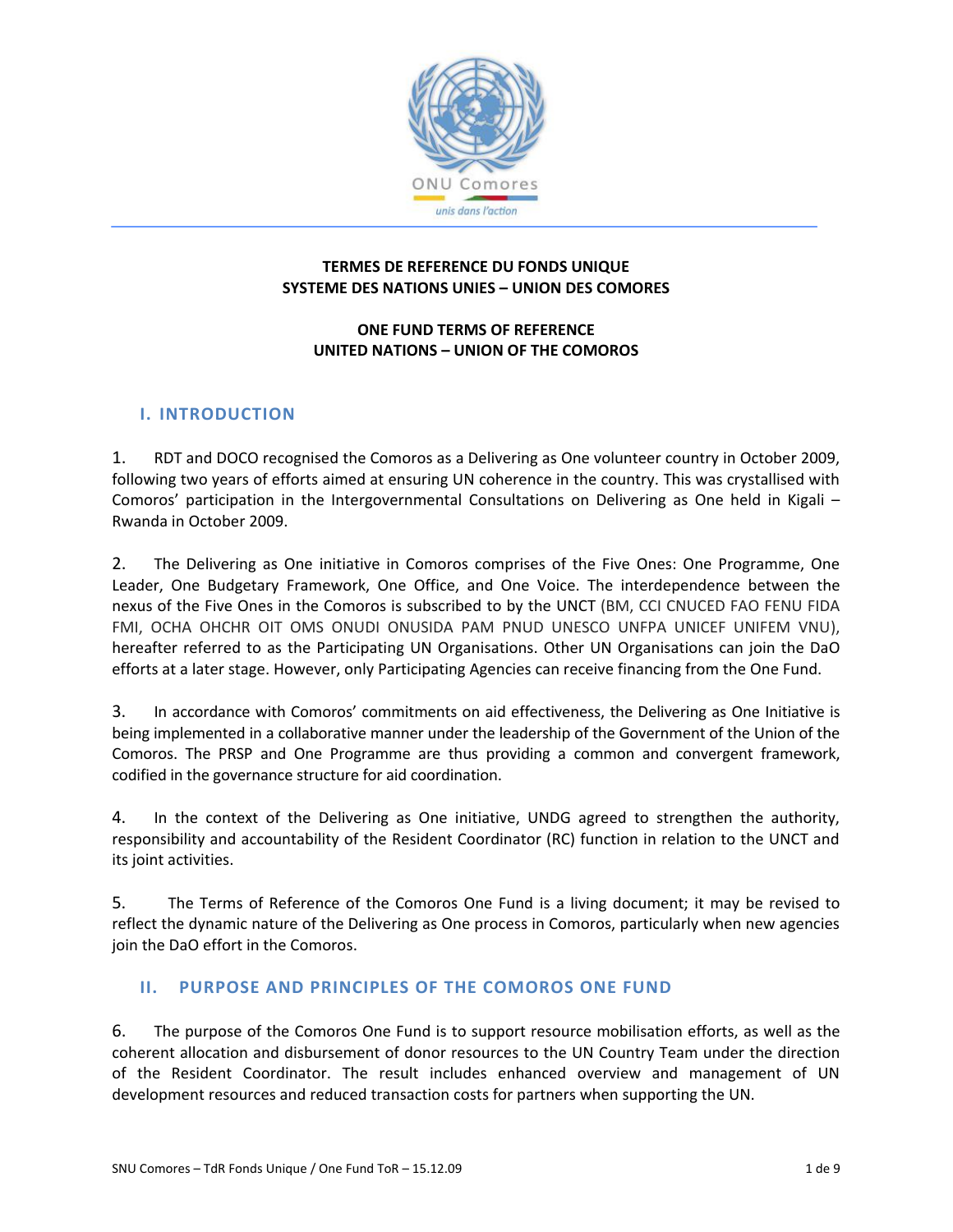ONU Comores

*unis dans l'action*

**TERMES DE REFERENCE DU FONDS UNIQUE**
**SYSTEME DES NATIONS UNIES – UNION DES COMORES**

**ONE FUND TERMS OF REFERENCE**
**UNITED NATIONS – UNION OF THE COMOROS**

## I. INTRODUCTION

1. RDT and DOCO recognised the Comoros as a Delivering as One volunteer country in October 2009, following two years of efforts aimed at ensuring UN coherence in the country. This was crystallised with Comoros' participation in the Intergovernmental Consultations on Delivering as One held in Kigali – Rwanda in October 2009.

2. The Delivering as One initiative in Comoros comprises of the Five Ones: One Programme, One Leader, One Budgetary Framework, One Office, and One Voice. The interdependence between the nexus of the Five Ones in the Comoros is subscribed to by the UNCT (BM, CCI CNUCED FAO FENU FIDA FMI, OCHA OHCHR OIT OMS ONUDI ONUSIDA PAM PNUD UNESCO UNFPA UNICEF UNIFEM VNU), hereafter referred to as the Participating UN Organisations. Other UN Organisations can join the DaO efforts at a later stage. However, only Participating Agencies can receive financing from the One Fund.

3. In accordance with Comoros' commitments on aid effectiveness, the Delivering as One Initiative is being implemented in a collaborative manner under the leadership of the Government of the Union of the Comoros. The PRSP and One Programme are thus providing a common and convergent framework, codified in the governance structure for aid coordination.

4. In the context of the Delivering as One initiative, UNDG agreed to strengthen the authority, responsibility and accountability of the Resident Coordinator (RC) function in relation to the UNCT and its joint activities.

5. The Terms of Reference of the Comoros One Fund is a living document; it may be revised to reflect the dynamic nature of the Delivering as One process in Comoros, particularly when new agencies join the DaO effort in the Comoros.

## II. PURPOSE AND PRINCIPLES OF THE COMOROS ONE FUND

6. The purpose of the Comoros One Fund is to support resource mobilisation efforts, as well as the coherent allocation and disbursement of donor resources to the UN Country Team under the direction of the Resident Coordinator. The result includes enhanced overview and management of UN development resources and reduced transaction costs for partners when supporting the UN.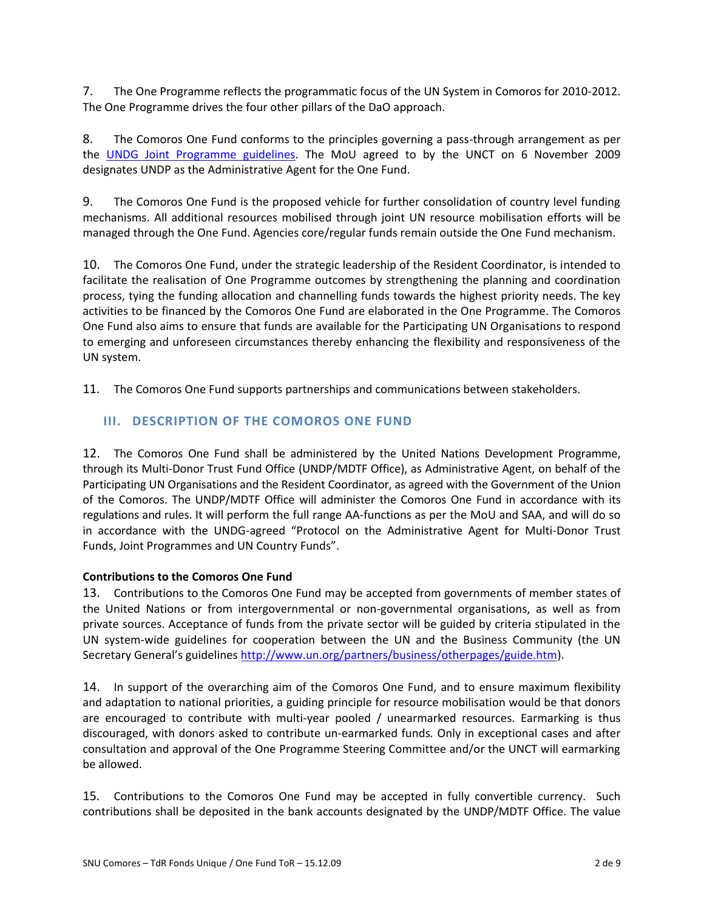7. The One Programme reflects the programmatic focus of the UN System in Comoros for 2010-2012. The One Programme drives the four other pillars of the DaO approach.

8. The Comoros One Fund conforms to the principles governing a pass-through arrangement as per the [UNDG Joint Programme guidelines](). The MoU agreed to by the UNCT on 6 November 2009 designates UNDP as the Administrative Agent for the One Fund.

9. The Comoros One Fund is the proposed vehicle for further consolidation of country level funding mechanisms. All additional resources mobilised through joint UN resource mobilisation efforts will be managed through the One Fund. Agencies core/regular funds remain outside the One Fund mechanism.

10. The Comoros One Fund, under the strategic leadership of the Resident Coordinator, is intended to facilitate the realisation of One Programme outcomes by strengthening the planning and coordination process, tying the funding allocation and channelling funds towards the highest priority needs. The key activities to be financed by the Comoros One Fund are elaborated in the One Programme. The Comoros One Fund also aims to ensure that funds are available for the Participating UN Organisations to respond to emerging and unforeseen circumstances thereby enhancing the flexibility and responsiveness of the UN system.

11. The Comoros One Fund supports partnerships and communications between stakeholders.

## III. DESCRIPTION OF THE COMOROS ONE FUND

12. The Comoros One Fund shall be administered by the United Nations Development Programme, through its Multi-Donor Trust Fund Office (UNDP/MDTF Office), as Administrative Agent, on behalf of the Participating UN Organisations and the Resident Coordinator, as agreed with the Government of the Union of the Comoros. The UNDP/MDTF Office will administer the Comoros One Fund in accordance with its regulations and rules. It will perform the full range AA-functions as per the MoU and SAA, and will do so in accordance with the UNDG-agreed "Protocol on the Administrative Agent for Multi-Donor Trust Funds, Joint Programmes and UN Country Funds".

**Contributions to the Comoros One Fund**

13. Contributions to the Comoros One Fund may be accepted from governments of member states of the United Nations or from intergovernmental or non-governmental organisations, as well as from private sources. Acceptance of funds from the private sector will be guided by criteria stipulated in the UN system-wide guidelines for cooperation between the UN and the Business Community (the UN Secretary General's guidelines http://www.un.org/partners/business/otherpages/guide.htm).

14. In support of the overarching aim of the Comoros One Fund, and to ensure maximum flexibility and adaptation to national priorities, a guiding principle for resource mobilisation would be that donors are encouraged to contribute with multi-year pooled / unearmarked resources. Earmarking is thus discouraged, with donors asked to contribute un-earmarked funds. Only in exceptional cases and after consultation and approval of the One Programme Steering Committee and/or the UNCT will earmarking be allowed.

15. Contributions to the Comoros One Fund may be accepted in fully convertible currency. Such contributions shall be deposited in the bank accounts designated by the UNDP/MDTF Office. The value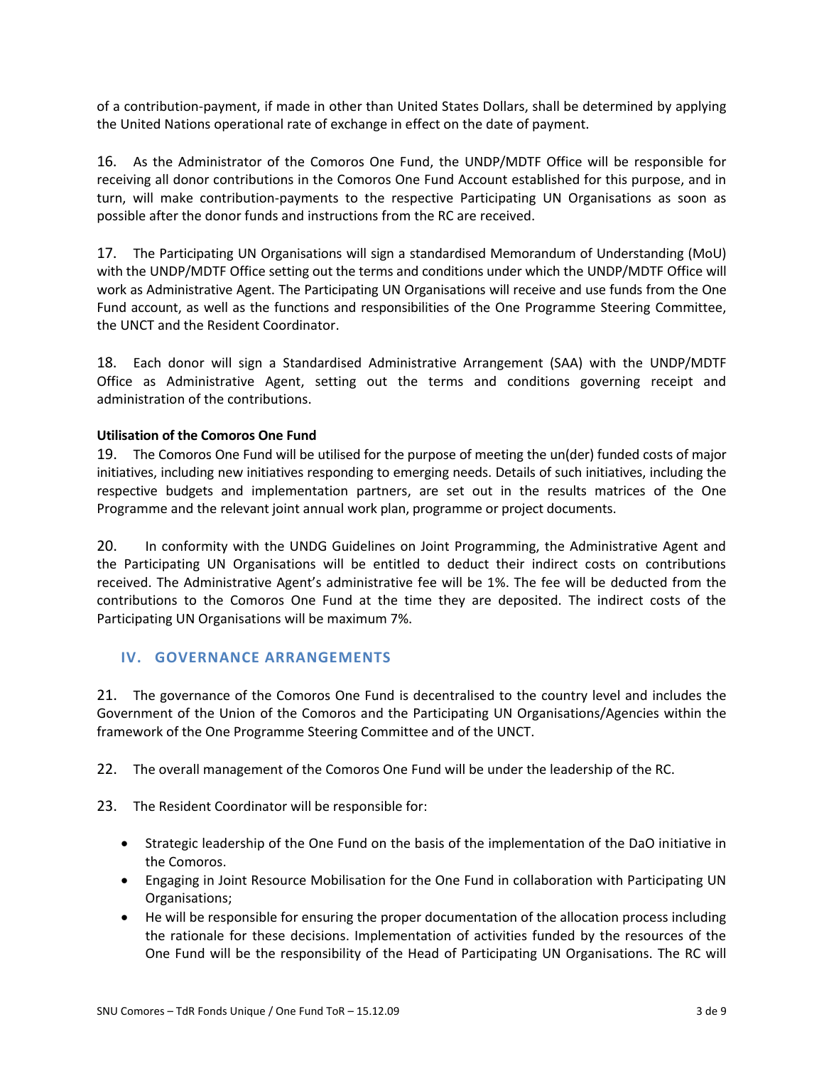of a contribution-payment, if made in other than United States Dollars, shall be determined by applying the United Nations operational rate of exchange in effect on the date of payment.

16. As the Administrator of the Comoros One Fund, the UNDP/MDTF Office will be responsible for receiving all donor contributions in the Comoros One Fund Account established for this purpose, and in turn, will make contribution-payments to the respective Participating UN Organisations as soon as possible after the donor funds and instructions from the RC are received.

17. The Participating UN Organisations will sign a standardised Memorandum of Understanding (MoU) with the UNDP/MDTF Office setting out the terms and conditions under which the UNDP/MDTF Office will work as Administrative Agent. The Participating UN Organisations will receive and use funds from the One Fund account, as well as the functions and responsibilities of the One Programme Steering Committee, the UNCT and the Resident Coordinator.

18. Each donor will sign a Standardised Administrative Arrangement (SAA) with the UNDP/MDTF Office as Administrative Agent, setting out the terms and conditions governing receipt and administration of the contributions.

**Utilisation of the Comoros One Fund**

19. The Comoros One Fund will be utilised for the purpose of meeting the un(der) funded costs of major initiatives, including new initiatives responding to emerging needs. Details of such initiatives, including the respective budgets and implementation partners, are set out in the results matrices of the One Programme and the relevant joint annual work plan, programme or project documents.

20. In conformity with the UNDG Guidelines on Joint Programming, the Administrative Agent and the Participating UN Organisations will be entitled to deduct their indirect costs on contributions received. The Administrative Agent's administrative fee will be 1%. The fee will be deducted from the contributions to the Comoros One Fund at the time they are deposited. The indirect costs of the Participating UN Organisations will be maximum 7%.

## IV. GOVERNANCE ARRANGEMENTS

21. The governance of the Comoros One Fund is decentralised to the country level and includes the Government of the Union of the Comoros and the Participating UN Organisations/Agencies within the framework of the One Programme Steering Committee and of the UNCT.

22. The overall management of the Comoros One Fund will be under the leadership of the RC.

23. The Resident Coordinator will be responsible for:

- Strategic leadership of the One Fund on the basis of the implementation of the DaO initiative in the Comoros.
- Engaging in Joint Resource Mobilisation for the One Fund in collaboration with Participating UN Organisations;
- He will be responsible for ensuring the proper documentation of the allocation process including the rationale for these decisions. Implementation of activities funded by the resources of the One Fund will be the responsibility of the Head of Participating UN Organisations. The RC will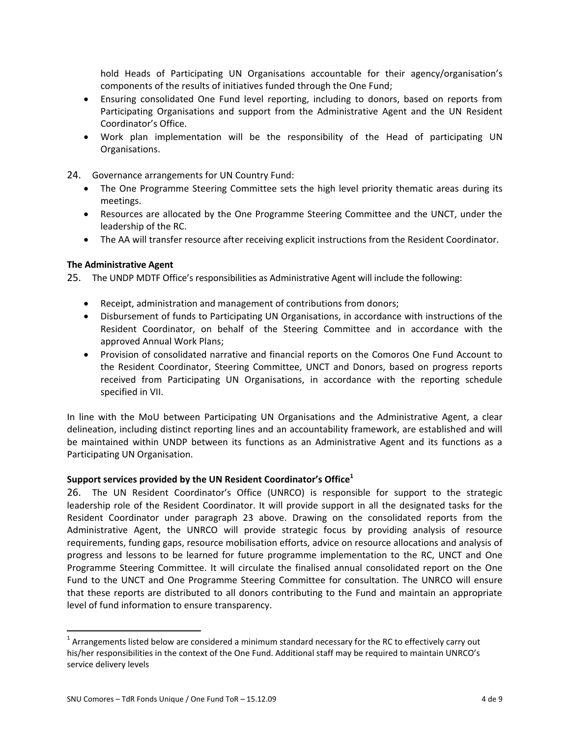hold Heads of Participating UN Organisations accountable for their agency/organisation's components of the results of initiatives funded through the One Fund;

- Ensuring consolidated One Fund level reporting, including to donors, based on reports from Participating Organisations and support from the Administrative Agent and the UN Resident Coordinator's Office.
- Work plan implementation will be the responsibility of the Head of participating UN Organisations.

24. Governance arrangements for UN Country Fund:
   - The One Programme Steering Committee sets the high level priority thematic areas during its meetings.
   - Resources are allocated by the One Programme Steering Committee and the UNCT, under the leadership of the RC.
   - The AA will transfer resource after receiving explicit instructions from the Resident Coordinator.

**The Administrative Agent**

25. The UNDP MDTF Office's responsibilities as Administrative Agent will include the following:

   - Receipt, administration and management of contributions from donors;
   - Disbursement of funds to Participating UN Organisations, in accordance with instructions of the Resident Coordinator, on behalf of the Steering Committee and in accordance with the approved Annual Work Plans;
   - Provision of consolidated narrative and financial reports on the Comoros One Fund Account to the Resident Coordinator, Steering Committee, UNCT and Donors, based on progress reports received from Participating UN Organisations, in accordance with the reporting schedule specified in VII.

In line with the MoU between Participating UN Organisations and the Administrative Agent, a clear delineation, including distinct reporting lines and an accountability framework, are established and will be maintained within UNDP between its functions as an Administrative Agent and its functions as a Participating UN Organisation.

**Support services provided by the UN Resident Coordinator's Office[1]**

26. The UN Resident Coordinator's Office (UNRCO) is responsible for support to the strategic leadership role of the Resident Coordinator. It will provide support in all the designated tasks for the Resident Coordinator under paragraph 23 above. Drawing on the consolidated reports from the Administrative Agent, the UNRCO will provide strategic focus by providing analysis of resource requirements, funding gaps, resource mobilisation efforts, advice on resource allocations and analysis of progress and lessons to be learned for future programme implementation to the RC, UNCT and One Programme Steering Committee. It will circulate the finalised annual consolidated report on the One Fund to the UNCT and One Programme Steering Committee for consultation. The UNRCO will ensure that these reports are distributed to all donors contributing to the Fund and maintain an appropriate level of fund information to ensure transparency.

---

[1] Arrangements listed below are considered a minimum standard necessary for the RC to effectively carry out his/her responsibilities in the context of the One Fund. Additional staff may be required to maintain UNRCO's service delivery levels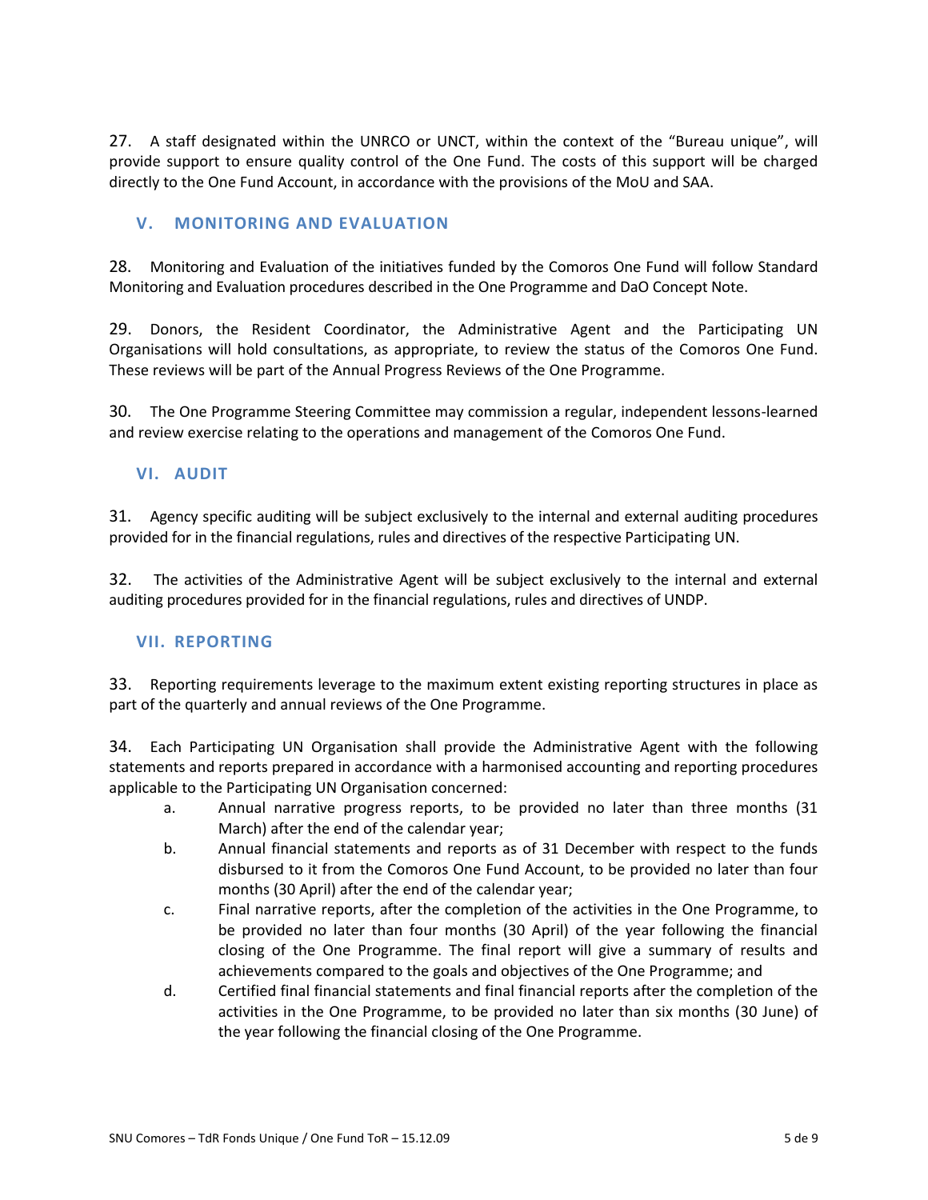27. A staff designated within the UNRCO or UNCT, within the context of the "Bureau unique", will provide support to ensure quality control of the One Fund. The costs of this support will be charged directly to the One Fund Account, in accordance with the provisions of the MoU and SAA.

## V. MONITORING AND EVALUATION

28. Monitoring and Evaluation of the initiatives funded by the Comoros One Fund will follow Standard Monitoring and Evaluation procedures described in the One Programme and DaO Concept Note.

29. Donors, the Resident Coordinator, the Administrative Agent and the Participating UN Organisations will hold consultations, as appropriate, to review the status of the Comoros One Fund. These reviews will be part of the Annual Progress Reviews of the One Programme.

30. The One Programme Steering Committee may commission a regular, independent lessons-learned and review exercise relating to the operations and management of the Comoros One Fund.

## VI. AUDIT

31. Agency specific auditing will be subject exclusively to the internal and external auditing procedures provided for in the financial regulations, rules and directives of the respective Participating UN.

32. The activities of the Administrative Agent will be subject exclusively to the internal and external auditing procedures provided for in the financial regulations, rules and directives of UNDP.

## VII. REPORTING

33. Reporting requirements leverage to the maximum extent existing reporting structures in place as part of the quarterly and annual reviews of the One Programme.

34. Each Participating UN Organisation shall provide the Administrative Agent with the following statements and reports prepared in accordance with a harmonised accounting and reporting procedures applicable to the Participating UN Organisation concerned:

a. Annual narrative progress reports, to be provided no later than three months (31 March) after the end of the calendar year;

b. Annual financial statements and reports as of 31 December with respect to the funds disbursed to it from the Comoros One Fund Account, to be provided no later than four months (30 April) after the end of the calendar year;

c. Final narrative reports, after the completion of the activities in the One Programme, to be provided no later than four months (30 April) of the year following the financial closing of the One Programme. The final report will give a summary of results and achievements compared to the goals and objectives of the One Programme; and

d. Certified final financial statements and final financial reports after the completion of the activities in the One Programme, to be provided no later than six months (30 June) of the year following the financial closing of the One Programme.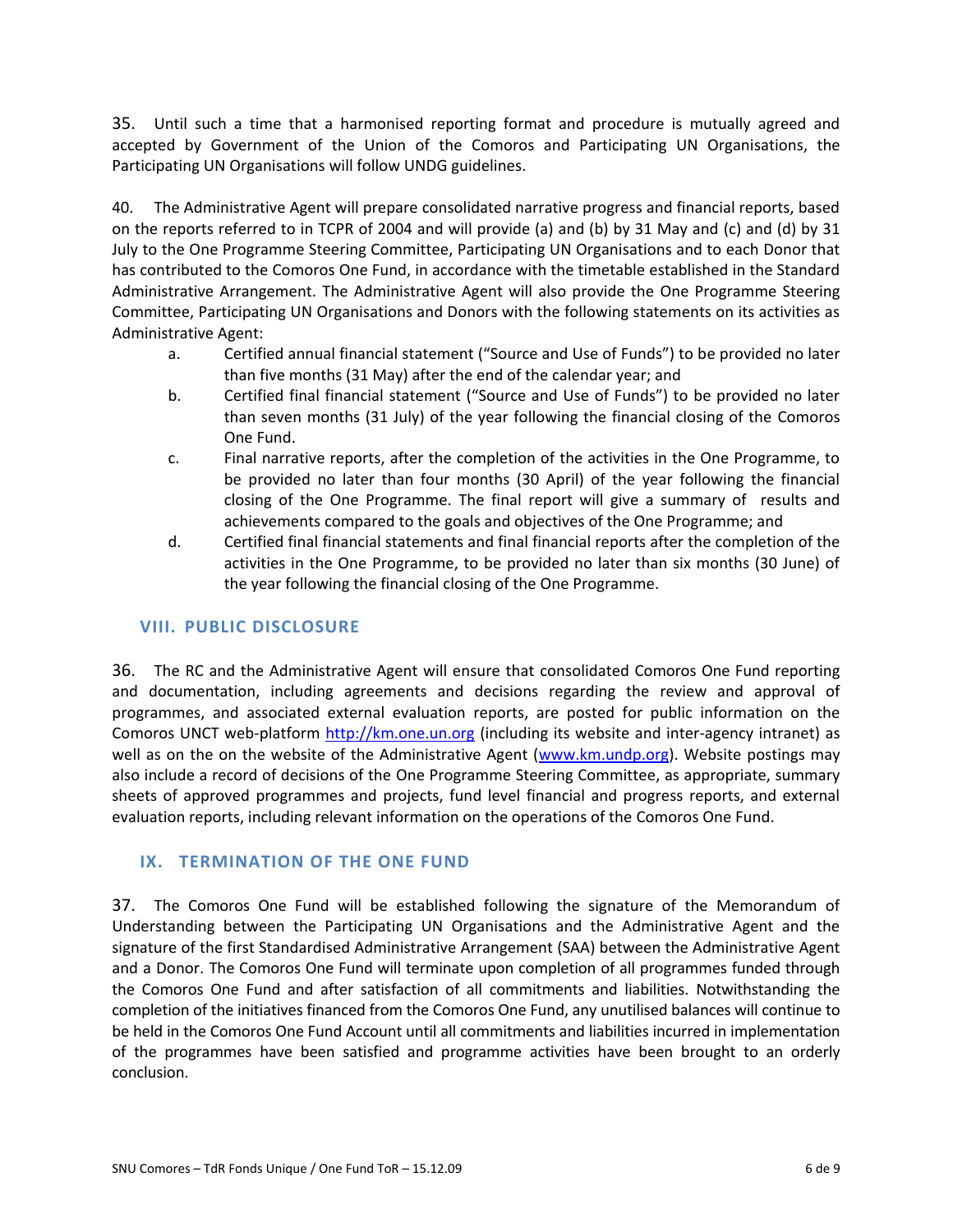35. Until such a time that a harmonised reporting format and procedure is mutually agreed and accepted by Government of the Union of the Comoros and Participating UN Organisations, the Participating UN Organisations will follow UNDG guidelines.

40. The Administrative Agent will prepare consolidated narrative progress and financial reports, based on the reports referred to in TCPR of 2004 and will provide (a) and (b) by 31 May and (c) and (d) by 31 July to the One Programme Steering Committee, Participating UN Organisations and to each Donor that has contributed to the Comoros One Fund, in accordance with the timetable established in the Standard Administrative Arrangement. The Administrative Agent will also provide the One Programme Steering Committee, Participating UN Organisations and Donors with the following statements on its activities as Administrative Agent:

a. Certified annual financial statement ("Source and Use of Funds") to be provided no later than five months (31 May) after the end of the calendar year; and
b. Certified final financial statement ("Source and Use of Funds") to be provided no later than seven months (31 July) of the year following the financial closing of the Comoros One Fund.
c. Final narrative reports, after the completion of the activities in the One Programme, to be provided no later than four months (30 April) of the year following the financial closing of the One Programme. The final report will give a summary of results and achievements compared to the goals and objectives of the One Programme; and
d. Certified final financial statements and final financial reports after the completion of the activities in the One Programme, to be provided no later than six months (30 June) of the year following the financial closing of the One Programme.

## VIII. PUBLIC DISCLOSURE

36. The RC and the Administrative Agent will ensure that consolidated Comoros One Fund reporting and documentation, including agreements and decisions regarding the review and approval of programmes, and associated external evaluation reports, are posted for public information on the Comoros UNCT web-platform http://km.one.un.org (including its website and inter-agency intranet) as well as on the on the website of the Administrative Agent (www.km.undp.org). Website postings may also include a record of decisions of the One Programme Steering Committee, as appropriate, summary sheets of approved programmes and projects, fund level financial and progress reports, and external evaluation reports, including relevant information on the operations of the Comoros One Fund.

## IX. TERMINATION OF THE ONE FUND

37. The Comoros One Fund will be established following the signature of the Memorandum of Understanding between the Participating UN Organisations and the Administrative Agent and the signature of the first Standardised Administrative Arrangement (SAA) between the Administrative Agent and a Donor. The Comoros One Fund will terminate upon completion of all programmes funded through the Comoros One Fund and after satisfaction of all commitments and liabilities. Notwithstanding the completion of the initiatives financed from the Comoros One Fund, any unutilised balances will continue to be held in the Comoros One Fund Account until all commitments and liabilities incurred in implementation of the programmes have been satisfied and programme activities have been brought to an orderly conclusion.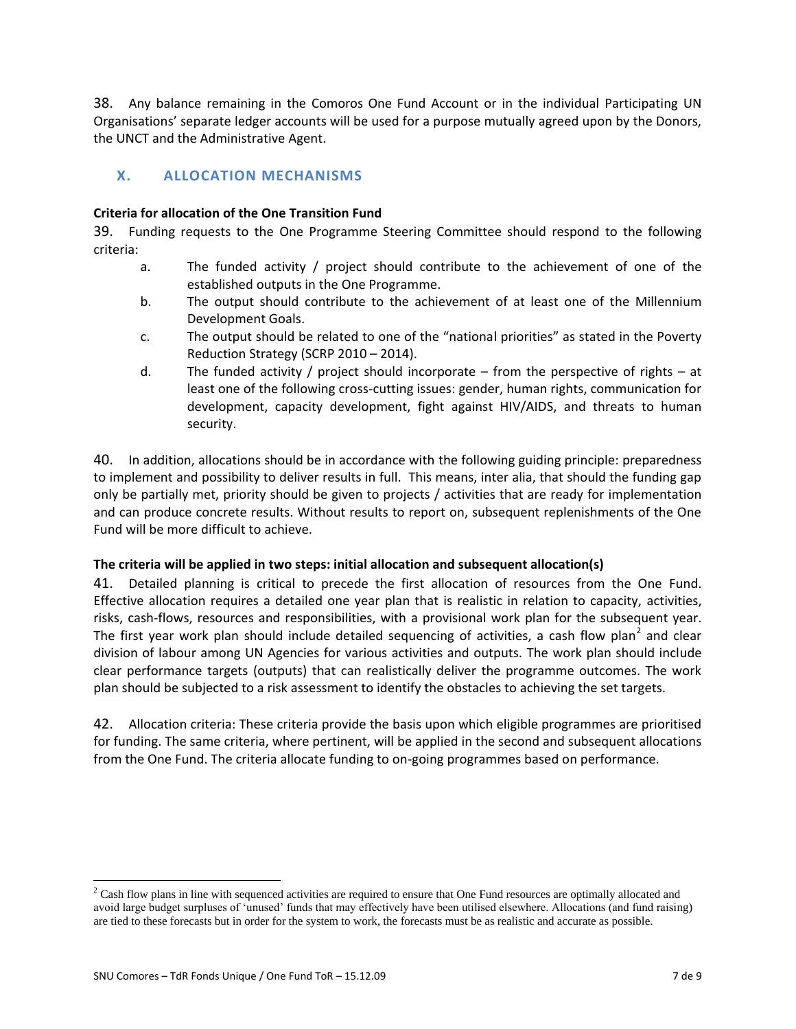38. Any balance remaining in the Comoros One Fund Account or in the individual Participating UN Organisations' separate ledger accounts will be used for a purpose mutually agreed upon by the Donors, the UNCT and the Administrative Agent.

## X. ALLOCATION MECHANISMS

**Criteria for allocation of the One Transition Fund**

39. Funding requests to the One Programme Steering Committee should respond to the following criteria:

a. The funded activity / project should contribute to the achievement of one of the established outputs in the One Programme.

b. The output should contribute to the achievement of at least one of the Millennium Development Goals.

c. The output should be related to one of the "national priorities" as stated in the Poverty Reduction Strategy (SCRP 2010 – 2014).

d. The funded activity / project should incorporate – from the perspective of rights – at least one of the following cross-cutting issues: gender, human rights, communication for development, capacity development, fight against HIV/AIDS, and threats to human security.

40. In addition, allocations should be in accordance with the following guiding principle: preparedness to implement and possibility to deliver results in full. This means, inter alia, that should the funding gap only be partially met, priority should be given to projects / activities that are ready for implementation and can produce concrete results. Without results to report on, subsequent replenishments of the One Fund will be more difficult to achieve.

**The criteria will be applied in two steps: initial allocation and subsequent allocation(s)**

41. Detailed planning is critical to precede the first allocation of resources from the One Fund. Effective allocation requires a detailed one year plan that is realistic in relation to capacity, activities, risks, cash-flows, resources and responsibilities, with a provisional work plan for the subsequent year. The first year work plan should include detailed sequencing of activities, a cash flow plan[2] and clear division of labour among UN Agencies for various activities and outputs. The work plan should include clear performance targets (outputs) that can realistically deliver the programme outcomes. The work plan should be subjected to a risk assessment to identify the obstacles to achieving the set targets.

42. Allocation criteria: These criteria provide the basis upon which eligible programmes are prioritised for funding. The same criteria, where pertinent, will be applied in the second and subsequent allocations from the One Fund. The criteria allocate funding to on-going programmes based on performance.

[2] Cash flow plans in line with sequenced activities are required to ensure that One Fund resources are optimally allocated and avoid large budget surpluses of 'unused' funds that may effectively have been utilised elsewhere. Allocations (and fund raising) are tied to these forecasts but in order for the system to work, the forecasts must be as realistic and accurate as possible.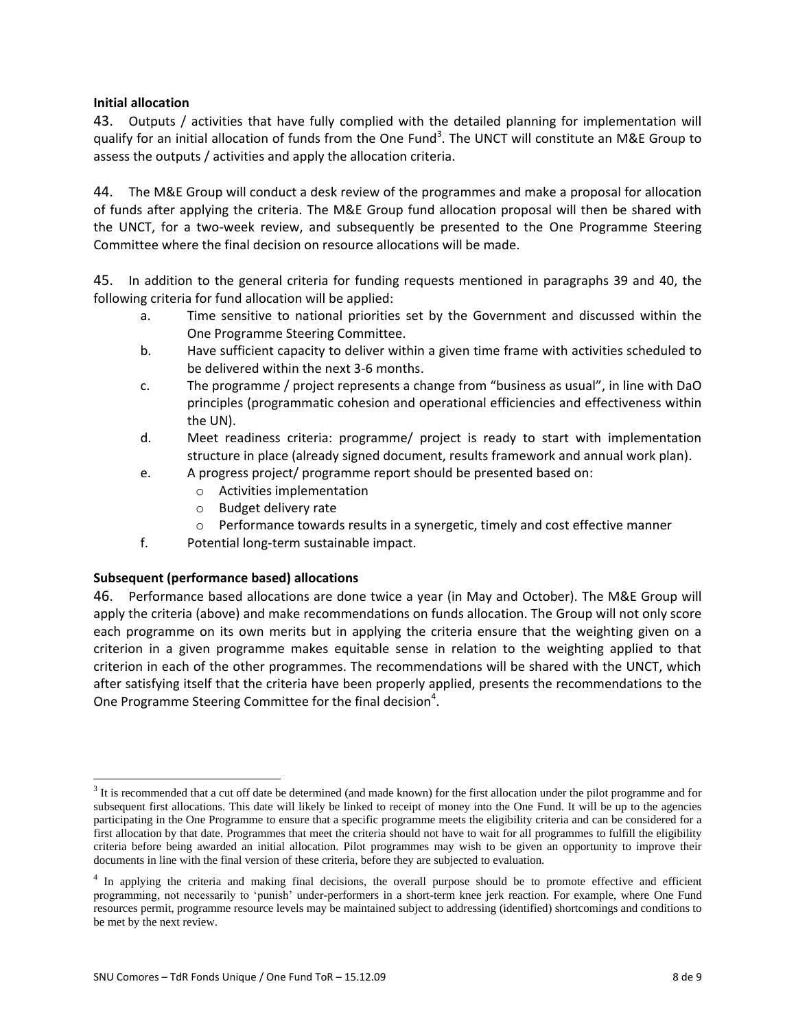**Initial allocation**

43. Outputs / activities that have fully complied with the detailed planning for implementation will qualify for an initial allocation of funds from the One Fund[3]. The UNCT will constitute an M&E Group to assess the outputs / activities and apply the allocation criteria.

44. The M&E Group will conduct a desk review of the programmes and make a proposal for allocation of funds after applying the criteria. The M&E Group fund allocation proposal will then be shared with the UNCT, for a two-week review, and subsequently be presented to the One Programme Steering Committee where the final decision on resource allocations will be made.

45. In addition to the general criteria for funding requests mentioned in paragraphs 39 and 40, the following criteria for fund allocation will be applied:

a. Time sensitive to national priorities set by the Government and discussed within the One Programme Steering Committee.

b. Have sufficient capacity to deliver within a given time frame with activities scheduled to be delivered within the next 3-6 months.

c. The programme / project represents a change from "business as usual", in line with DaO principles (programmatic cohesion and operational efficiencies and effectiveness within the UN).

d. Meet readiness criteria: programme/ project is ready to start with implementation structure in place (already signed document, results framework and annual work plan).

e. A progress project/ programme report should be presented based on:
   - Activities implementation
   - Budget delivery rate
   - Performance towards results in a synergetic, timely and cost effective manner

f. Potential long-term sustainable impact.

**Subsequent (performance based) allocations**

46. Performance based allocations are done twice a year (in May and October). The M&E Group will apply the criteria (above) and make recommendations on funds allocation. The Group will not only score each programme on its own merits but in applying the criteria ensure that the weighting given on a criterion in a given programme makes equitable sense in relation to the weighting applied to that criterion in each of the other programmes. The recommendations will be shared with the UNCT, which after satisfying itself that the criteria have been properly applied, presents the recommendations to the One Programme Steering Committee for the final decision[4].

---

[3] It is recommended that a cut off date be determined (and made known) for the first allocation under the pilot programme and for subsequent first allocations. This date will likely be linked to receipt of money into the One Fund. It will be up to the agencies participating in the One Programme to ensure that a specific programme meets the eligibility criteria and can be considered for a first allocation by that date. Programmes that meet the criteria should not have to wait for all programmes to fulfill the eligibility criteria before being awarded an initial allocation. Pilot programmes may wish to be given an opportunity to improve their documents in line with the final version of these criteria, before they are subjected to evaluation.

[4] In applying the criteria and making final decisions, the overall purpose should be to promote effective and efficient programming, not necessarily to 'punish' under-performers in a short-term knee jerk reaction. For example, where One Fund resources permit, programme resource levels may be maintained subject to addressing (identified) shortcomings and conditions to be met by the next review.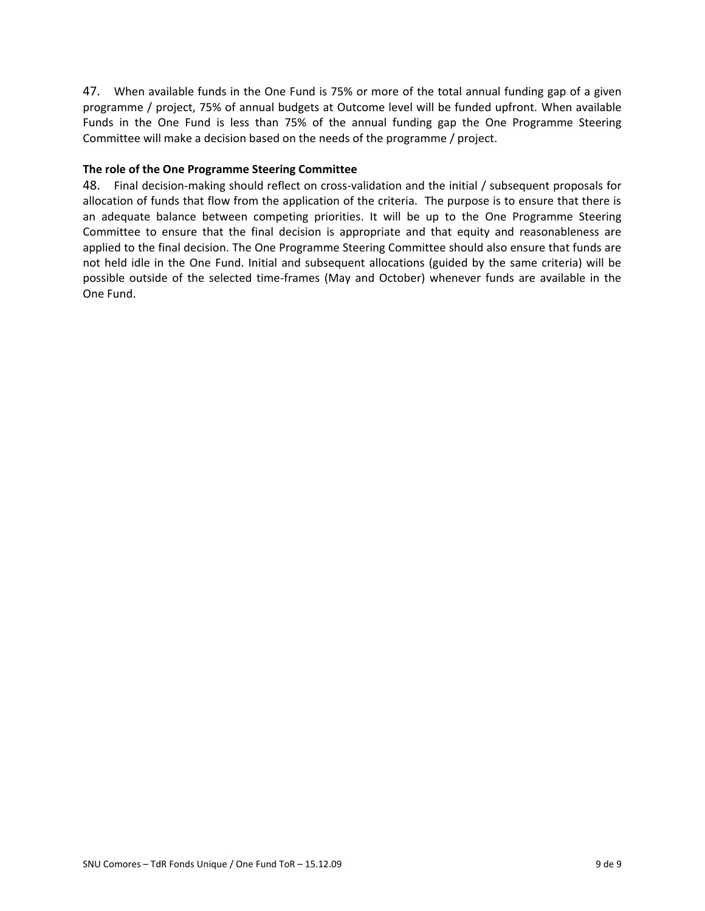47. When available funds in the One Fund is 75% or more of the total annual funding gap of a given programme / project, 75% of annual budgets at Outcome level will be funded upfront. When available Funds in the One Fund is less than 75% of the annual funding gap the One Programme Steering Committee will make a decision based on the needs of the programme / project.

**The role of the One Programme Steering Committee**

48. Final decision-making should reflect on cross-validation and the initial / subsequent proposals for allocation of funds that flow from the application of the criteria. The purpose is to ensure that there is an adequate balance between competing priorities. It will be up to the One Programme Steering Committee to ensure that the final decision is appropriate and that equity and reasonableness are applied to the final decision. The One Programme Steering Committee should also ensure that funds are not held idle in the One Fund. Initial and subsequent allocations (guided by the same criteria) will be possible outside of the selected time-frames (May and October) whenever funds are available in the One Fund.